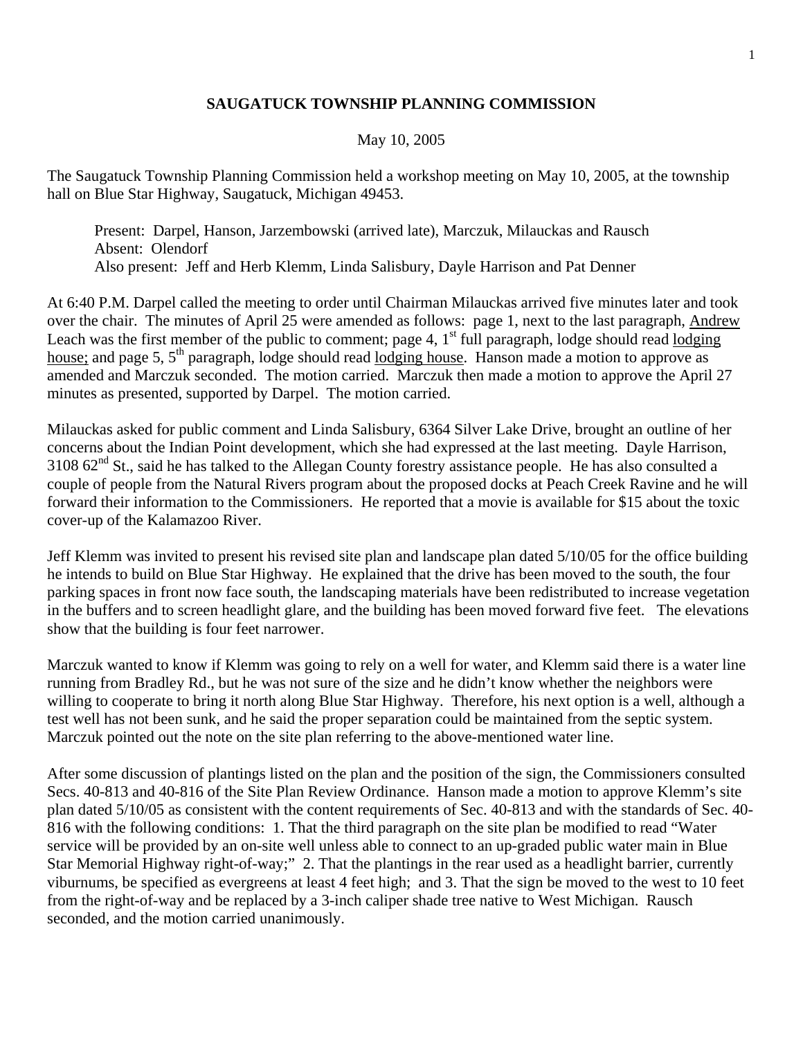# SAUGATUCK TOWNSHIP PLANNING COMMISSION

May 10, 2005

The Saugatuck Township Planning Commission held a workshop meeting on May 10, 2005, at the township hall on Blue Star Highway, Saugatuck, Michigan 49453.

Present: Darpel, Hanson, Jarzembowski (arrived late), Marczuk, Milauckas and Rausch
Absent: Olendorf
Also present: Jeff and Herb Klemm, Linda Salisbury, Dayle Harrison and Pat Denner

At 6:40 P.M. Darpel called the meeting to order until Chairman Milauckas arrived five minutes later and took over the chair. The minutes of April 25 were amended as follows: page 1, next to the last paragraph, Andrew Leach was the first member of the public to comment; page 4, 1st full paragraph, lodge should read lodging house; and page 5, 5th paragraph, lodge should read lodging house. Hanson made a motion to approve as amended and Marczuk seconded. The motion carried. Marczuk then made a motion to approve the April 27 minutes as presented, supported by Darpel. The motion carried.

Milauckas asked for public comment and Linda Salisbury, 6364 Silver Lake Drive, brought an outline of her concerns about the Indian Point development, which she had expressed at the last meeting. Dayle Harrison, 3108 62nd St., said he has talked to the Allegan County forestry assistance people. He has also consulted a couple of people from the Natural Rivers program about the proposed docks at Peach Creek Ravine and he will forward their information to the Commissioners. He reported that a movie is available for $15 about the toxic cover-up of the Kalamazoo River.

Jeff Klemm was invited to present his revised site plan and landscape plan dated 5/10/05 for the office building he intends to build on Blue Star Highway. He explained that the drive has been moved to the south, the four parking spaces in front now face south, the landscaping materials have been redistributed to increase vegetation in the buffers and to screen headlight glare, and the building has been moved forward five feet. The elevations show that the building is four feet narrower.

Marczuk wanted to know if Klemm was going to rely on a well for water, and Klemm said there is a water line running from Bradley Rd., but he was not sure of the size and he didn't know whether the neighbors were willing to cooperate to bring it north along Blue Star Highway. Therefore, his next option is a well, although a test well has not been sunk, and he said the proper separation could be maintained from the septic system. Marczuk pointed out the note on the site plan referring to the above-mentioned water line.

After some discussion of plantings listed on the plan and the position of the sign, the Commissioners consulted Secs. 40-813 and 40-816 of the Site Plan Review Ordinance. Hanson made a motion to approve Klemm's site plan dated 5/10/05 as consistent with the content requirements of Sec. 40-813 and with the standards of Sec. 40-816 with the following conditions: 1. That the third paragraph on the site plan be modified to read "Water service will be provided by an on-site well unless able to connect to an up-graded public water main in Blue Star Memorial Highway right-of-way;" 2. That the plantings in the rear used as a headlight barrier, currently viburnums, be specified as evergreens at least 4 feet high; and 3. That the sign be moved to the west to 10 feet from the right-of-way and be replaced by a 3-inch caliper shade tree native to West Michigan. Rausch seconded, and the motion carried unanimously.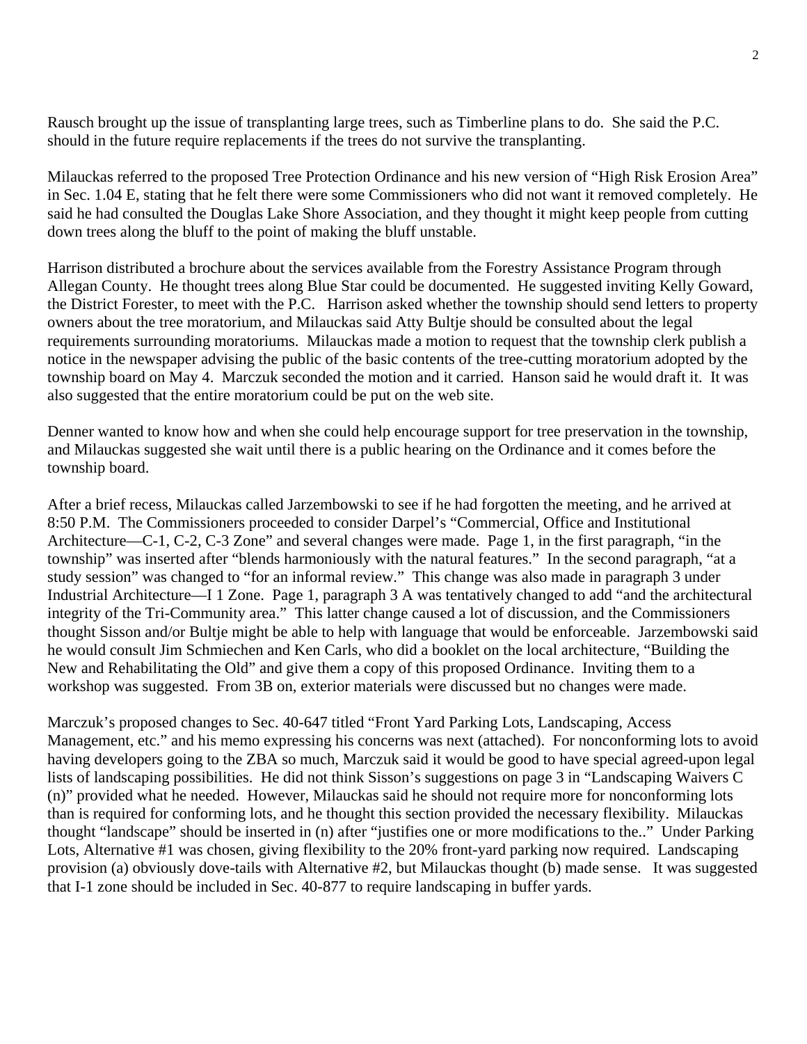Rausch brought up the issue of transplanting large trees, such as Timberline plans to do. She said the P.C. should in the future require replacements if the trees do not survive the transplanting.

Milauckas referred to the proposed Tree Protection Ordinance and his new version of "High Risk Erosion Area" in Sec. 1.04 E, stating that he felt there were some Commissioners who did not want it removed completely. He said he had consulted the Douglas Lake Shore Association, and they thought it might keep people from cutting down trees along the bluff to the point of making the bluff unstable.

Harrison distributed a brochure about the services available from the Forestry Assistance Program through Allegan County. He thought trees along Blue Star could be documented. He suggested inviting Kelly Goward, the District Forester, to meet with the P.C. Harrison asked whether the township should send letters to property owners about the tree moratorium, and Milauckas said Atty Bultje should be consulted about the legal requirements surrounding moratoriums. Milauckas made a motion to request that the township clerk publish a notice in the newspaper advising the public of the basic contents of the tree-cutting moratorium adopted by the township board on May 4. Marczuk seconded the motion and it carried. Hanson said he would draft it. It was also suggested that the entire moratorium could be put on the web site.

Denner wanted to know how and when she could help encourage support for tree preservation in the township, and Milauckas suggested she wait until there is a public hearing on the Ordinance and it comes before the township board.

After a brief recess, Milauckas called Jarzembowski to see if he had forgotten the meeting, and he arrived at 8:50 P.M. The Commissioners proceeded to consider Darpel's "Commercial, Office and Institutional Architecture—C-1, C-2, C-3 Zone" and several changes were made. Page 1, in the first paragraph, "in the township" was inserted after "blends harmoniously with the natural features." In the second paragraph, "at a study session" was changed to "for an informal review." This change was also made in paragraph 3 under Industrial Architecture—I 1 Zone. Page 1, paragraph 3 A was tentatively changed to add "and the architectural integrity of the Tri-Community area." This latter change caused a lot of discussion, and the Commissioners thought Sisson and/or Bultje might be able to help with language that would be enforceable. Jarzembowski said he would consult Jim Schmiechen and Ken Carls, who did a booklet on the local architecture, "Building the New and Rehabilitating the Old" and give them a copy of this proposed Ordinance. Inviting them to a workshop was suggested. From 3B on, exterior materials were discussed but no changes were made.

Marczuk's proposed changes to Sec. 40-647 titled "Front Yard Parking Lots, Landscaping, Access Management, etc." and his memo expressing his concerns was next (attached). For nonconforming lots to avoid having developers going to the ZBA so much, Marczuk said it would be good to have special agreed-upon legal lists of landscaping possibilities. He did not think Sisson's suggestions on page 3 in "Landscaping Waivers C (n)" provided what he needed. However, Milauckas said he should not require more for nonconforming lots than is required for conforming lots, and he thought this section provided the necessary flexibility. Milauckas thought "landscape" should be inserted in (n) after "justifies one or more modifications to the.." Under Parking Lots, Alternative #1 was chosen, giving flexibility to the 20% front-yard parking now required. Landscaping provision (a) obviously dove-tails with Alternative #2, but Milauckas thought (b) made sense. It was suggested that I-1 zone should be included in Sec. 40-877 to require landscaping in buffer yards.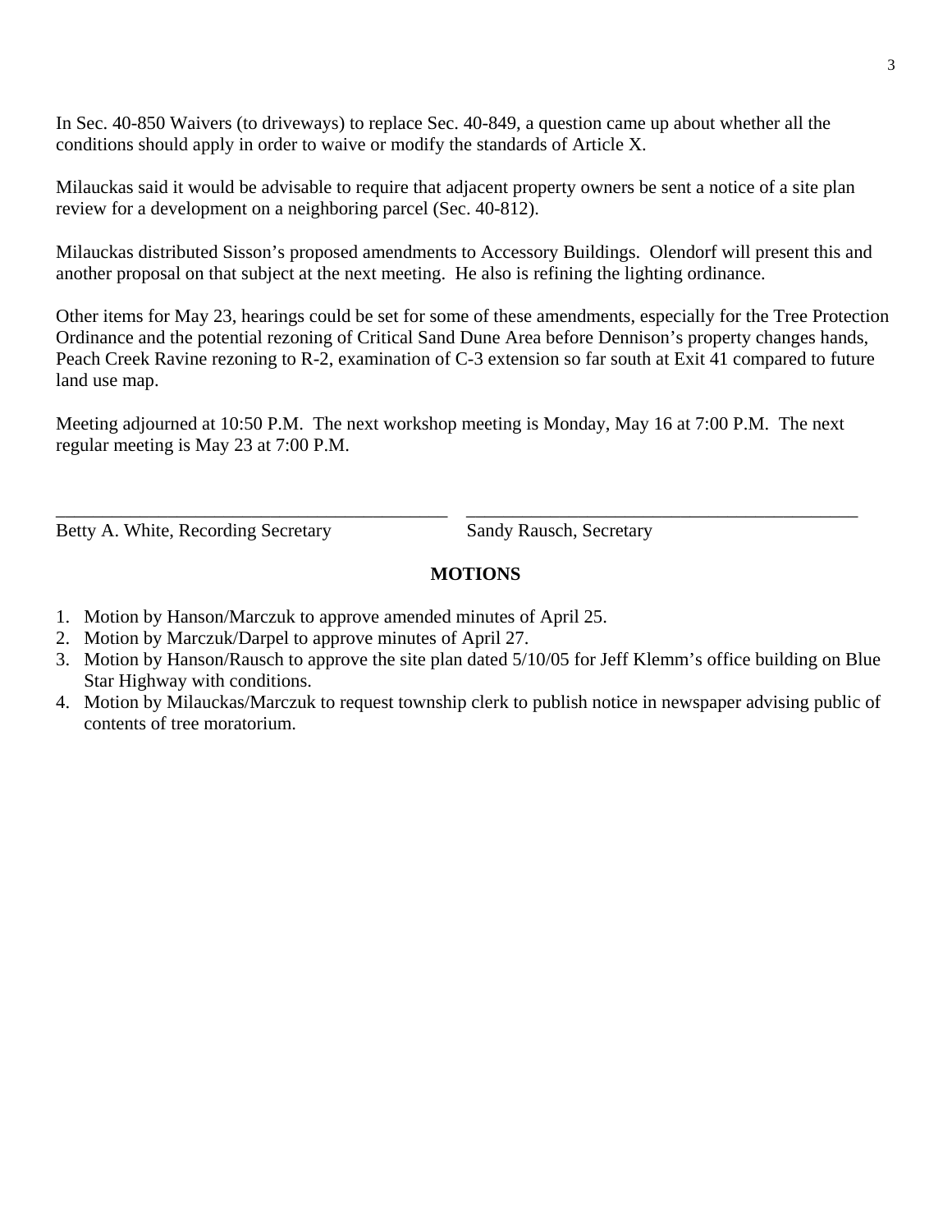In Sec. 40-850 Waivers (to driveways) to replace Sec. 40-849, a question came up about whether all the conditions should apply in order to waive or modify the standards of Article X.

Milauckas said it would be advisable to require that adjacent property owners be sent a notice of a site plan review for a development on a neighboring parcel (Sec. 40-812).

Milauckas distributed Sisson's proposed amendments to Accessory Buildings. Olendorf will present this and another proposal on that subject at the next meeting. He also is refining the lighting ordinance.

Other items for May 23, hearings could be set for some of these amendments, especially for the Tree Protection Ordinance and the potential rezoning of Critical Sand Dune Area before Dennison's property changes hands, Peach Creek Ravine rezoning to R-2, examination of C-3 extension so far south at Exit 41 compared to future land use map.

Meeting adjourned at 10:50 P.M. The next workshop meeting is Monday, May 16 at 7:00 P.M. The next regular meeting is May 23 at 7:00 P.M.

\_\_\_\_\_\_\_\_\_\_\_\_\_\_\_\_\_\_\_\_\_\_\_\_\_\_\_\_\_\_\_\_\_\_\_\_\_\_\_\_\_\_\_\_ \_\_\_\_\_\_\_\_\_\_\_\_\_\_\_\_\_\_\_\_\_\_\_\_\_\_\_\_\_\_\_\_\_\_\_\_\_\_\_\_\_\_\_\_

Betty A. White, Recording Secretary Sandy Rausch, Secretary

**MOTIONS**

1. Motion by Hanson/Marczuk to approve amended minutes of April 25.
2. Motion by Marczuk/Darpel to approve minutes of April 27.
3. Motion by Hanson/Rausch to approve the site plan dated 5/10/05 for Jeff Klemm's office building on Blue Star Highway with conditions.
4. Motion by Milauckas/Marczuk to request township clerk to publish notice in newspaper advising public of contents of tree moratorium.